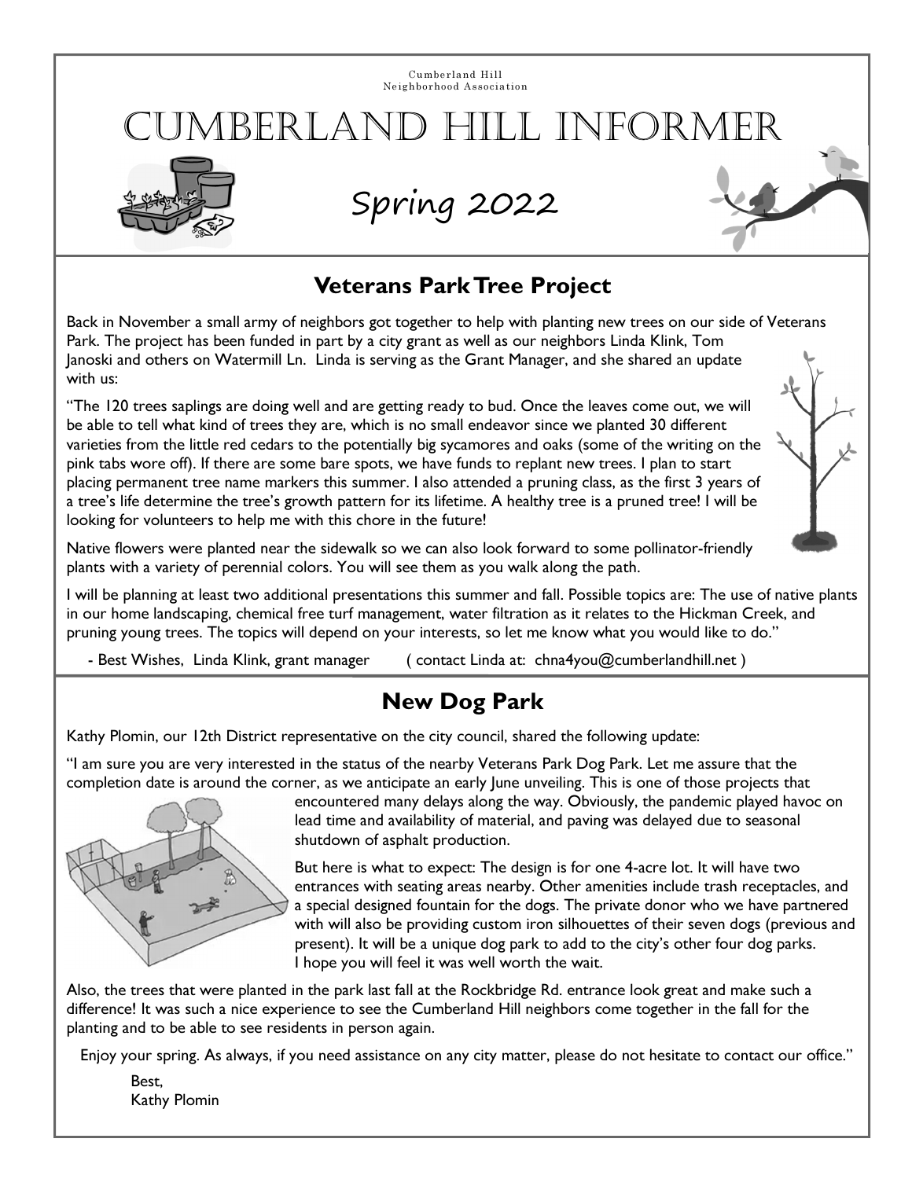Cumberland Hill Neighborhood Association

# Cumberland Hill Informer

## Spring 2022

## Veterans Park Tree Project

Back in November a small army of neighbors got together to help with planting new trees on our side of Veterans Park. The project has been funded in part by a city grant as well as our neighbors Linda Klink, Tom Janoski and others on Watermill Ln. Linda is serving as the Grant Manager, and she shared an update with us:

"The 120 trees saplings are doing well and are getting ready to bud. Once the leaves come out, we will be able to tell what kind of trees they are, which is no small endeavor since we planted 30 different varieties from the little red cedars to the potentially big sycamores and oaks (some of the writing on the pink tabs wore off). If there are some bare spots, we have funds to replant new trees. I plan to start placing permanent tree name markers this summer. I also attended a pruning class, as the first 3 years of a tree's life determine the tree's growth pattern for its lifetime. A healthy tree is a pruned tree! I will be looking for volunteers to help me with this chore in the future!

Native flowers were planted near the sidewalk so we can also look forward to some pollinator-friendly plants with a variety of perennial colors. You will see them as you walk along the path.

I will be planning at least two additional presentations this summer and fall. Possible topics are: The use of native plants in our home landscaping, chemical free turf management, water filtration as it relates to the Hickman Creek, and pruning young trees. The topics will depend on your interests, so let me know what you would like to do."

- Best Wishes, Linda Klink, grant manager ( contact Linda at: chna4you@cumberlandhill.net )

## New Dog Park

Kathy Plomin, our 12th District representative on the city council, shared the following update:

"I am sure you are very interested in the status of the nearby Veterans Park Dog Park. Let me assure that the completion date is around the corner, as we anticipate an early June unveiling. This is one of those projects that encountered many delays along the way. Obviously, the pandemic played havoc on lead time and availability of material, and paving was delayed due to seasonal shutdown of asphalt production.

But here is what to expect: The design is for one 4-acre lot. It will have two entrances with seating areas nearby. Other amenities include trash receptacles, and a special designed fountain for the dogs. The private donor who we have partnered with will also be providing custom iron silhouettes of their seven dogs (previous and present). It will be a unique dog park to add to the city's other four dog parks. I hope you will feel it was well worth the wait.

Also, the trees that were planted in the park last fall at the Rockbridge Rd. entrance look great and make such a difference! It was such a nice experience to see the Cumberland Hill neighbors come together in the fall for the planting and to be able to see residents in person again.

Enjoy your spring. As always, if you need assistance on any city matter, please do not hesitate to contact our office."

Best,
Kathy Plomin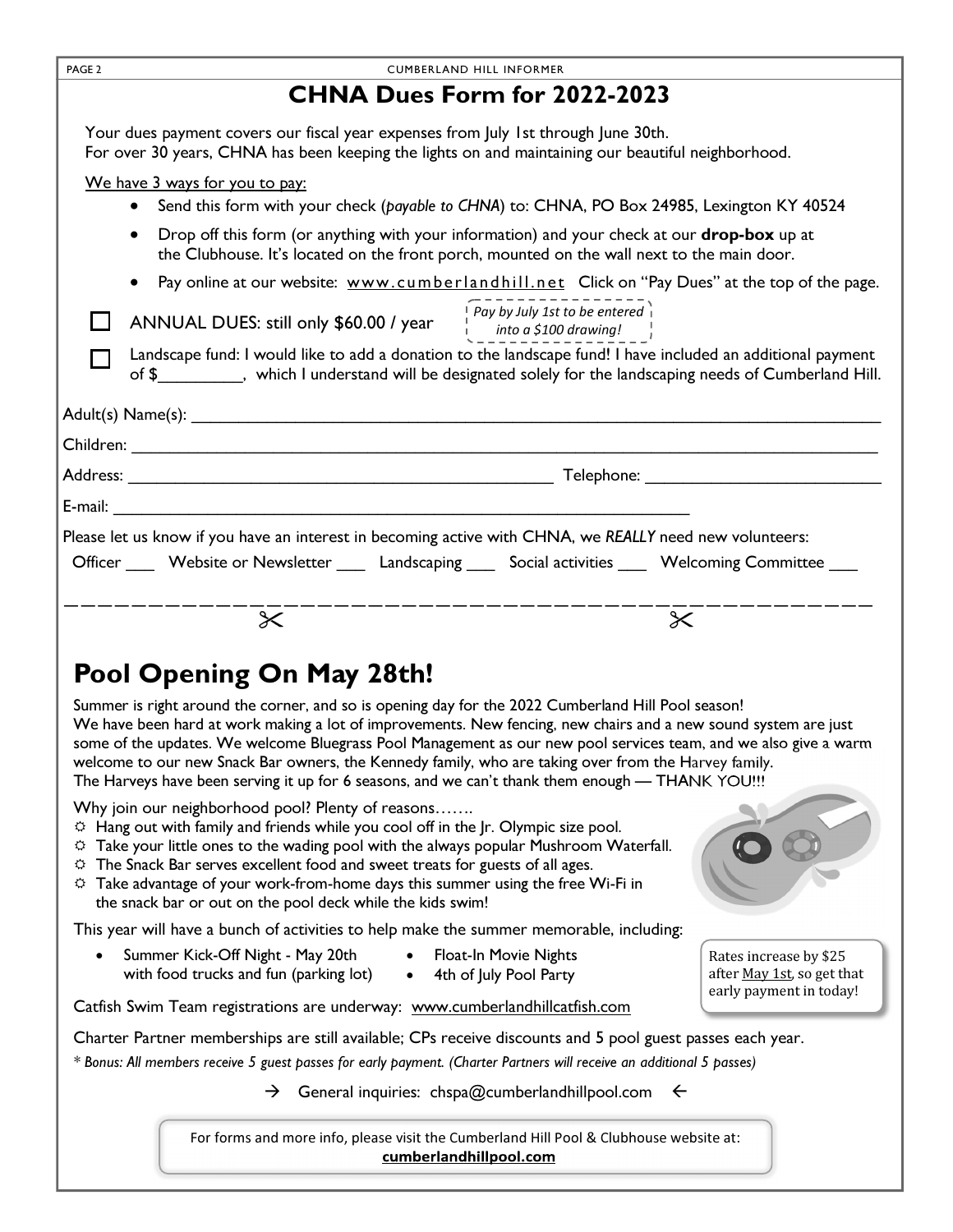# CHNA Dues Form for 2022-2023

Your dues payment covers our fiscal year expenses from July 1st through June 30th.
For over 30 years, CHNA has been keeping the lights on and maintaining our beautiful neighborhood.

We have 3 ways for you to pay:

- Send this form with your check (*payable to CHNA*) to: CHNA, PO Box 24985, Lexington KY 40524
- Drop off this form (or anything with your information) and your check at our **drop-box** up at the Clubhouse. It's located on the front porch, mounted on the wall next to the main door.
- Pay online at our website: www.cumberlandhill.net Click on "Pay Dues" at the top of the page.

☐ ANNUAL DUES: still only $60.00 / year *Pay by July 1st to be entered into a $100 drawing!*

☐ Landscape fund: I would like to add a donation to the landscape fund! I have included an additional payment of $_________, which I understand will be designated solely for the landscaping needs of Cumberland Hill.

Adult(s) Name(s): ____________________________________________

Children: ____________________________________________

Address: ______________________________ Telephone: ____________________

E-mail: ____________________________________________

Please let us know if you have an interest in becoming active with CHNA, we *REALLY* need new volunteers:

Officer ___ Website or Newsletter ___ Landscaping ___ Social activities ___ Welcoming Committee ___

---

## Pool Opening On May 28th!

Summer is right around the corner, and so is opening day for the 2022 Cumberland Hill Pool season! We have been hard at work making a lot of improvements. New fencing, new chairs and a new sound system are just some of the updates. We welcome Bluegrass Pool Management as our new pool services team, and we also give a warm welcome to our new Snack Bar owners, the Kennedy family, who are taking over from the Harvey family. The Harveys have been serving it up for 6 seasons, and we can't thank them enough — THANK YOU!!!

Why join our neighborhood pool? Plenty of reasons…….

- Hang out with family and friends while you cool off in the Jr. Olympic size pool.
- Take your little ones to the wading pool with the always popular Mushroom Waterfall.
- The Snack Bar serves excellent food and sweet treats for guests of all ages.
- Take advantage of your work-from-home days this summer using the free Wi-Fi in the snack bar or out on the pool deck while the kids swim!

This year will have a bunch of activities to help make the summer memorable, including:

- Summer Kick-Off Night - May 20th with food trucks and fun (parking lot)
- Float-In Movie Nights
- 4th of July Pool Party

Rates increase by $25 after May 1st, so get that early payment in today!

Catfish Swim Team registrations are underway: www.cumberlandhillcatfish.com

Charter Partner memberships are still available; CPs receive discounts and 5 pool guest passes each year.

* *Bonus: All members receive 5 guest passes for early payment. (Charter Partners will receive an additional 5 passes)*

→ General inquiries: chspa@cumberlandhillpool.com ←

For forms and more info, please visit the Cumberland Hill Pool & Clubhouse website at: **cumberlandhillpool.com**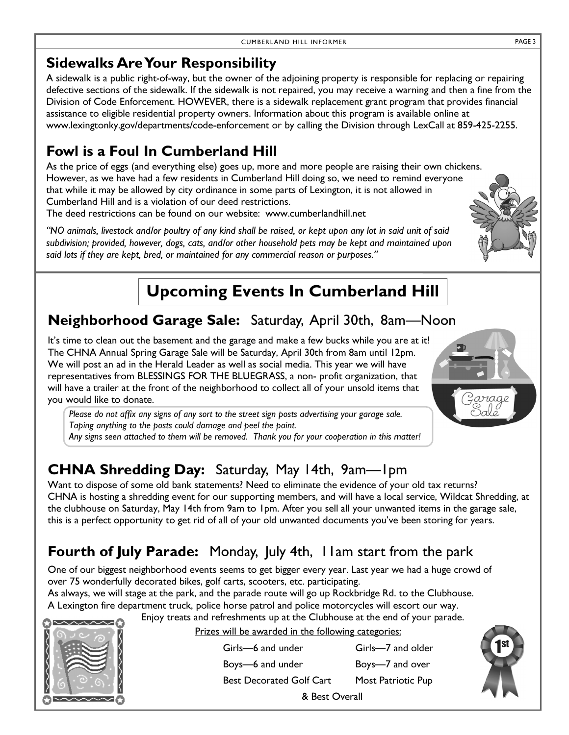## Sidewalks Are Your Responsibility

A sidewalk is a public right-of-way, but the owner of the adjoining property is responsible for replacing or repairing defective sections of the sidewalk. If the sidewalk is not repaired, you may receive a warning and then a fine from the Division of Code Enforcement. HOWEVER, there is a sidewalk replacement grant program that provides financial assistance to eligible residential property owners. Information about this program is available online at www.lexingtonky.gov/departments/code-enforcement or by calling the Division through LexCall at 859-425-2255.

## Fowl is a Foul In Cumberland Hill

As the price of eggs (and everything else) goes up, more and more people are raising their own chickens. However, as we have had a few residents in Cumberland Hill doing so, we need to remind everyone that while it may be allowed by city ordinance in some parts of Lexington, it is not allowed in Cumberland Hill and is a violation of our deed restrictions.
The deed restrictions can be found on our website: www.cumberlandhill.net

*"NO animals, livestock and/or poultry of any kind shall be raised, or kept upon any lot in said unit of said subdivision; provided, however, dogs, cats, and/or other household pets may be kept and maintained upon said lots if they are kept, bred, or maintained for any commercial reason or purposes."*

# Upcoming Events In Cumberland Hill

## Neighborhood Garage Sale: Saturday, April 30th, 8am—Noon

It's time to clean out the basement and the garage and make a few bucks while you are at it! The CHNA Annual Spring Garage Sale will be Saturday, April 30th from 8am until 12pm. We will post an ad in the Herald Leader as well as social media. This year we will have representatives from BLESSINGS FOR THE BLUEGRASS, a non- profit organization, that will have a trailer at the front of the neighborhood to collect all of your unsold items that you would like to donate.

*Please do not affix any signs of any sort to the street sign posts advertising your garage sale. Taping anything to the posts could damage and peel the paint.*
*Any signs seen attached to them will be removed. Thank you for your cooperation in this matter!*

## CHNA Shredding Day: Saturday, May 14th, 9am—1pm

Want to dispose of some old bank statements? Need to eliminate the evidence of your old tax returns? CHNA is hosting a shredding event for our supporting members, and will have a local service, Wildcat Shredding, at the clubhouse on Saturday, May 14th from 9am to 1pm. After you sell all your unwanted items in the garage sale, this is a perfect opportunity to get rid of all of your old unwanted documents you've been storing for years.

## Fourth of July Parade: Monday, July 4th, 11am start from the park

One of our biggest neighborhood events seems to get bigger every year. Last year we had a huge crowd of over 75 wonderfully decorated bikes, golf carts, scooters, etc. participating.
As always, we will stage at the park, and the parade route will go up Rockbridge Rd. to the Clubhouse.
A Lexington fire department truck, police horse patrol and police motorcycles will escort our way.
Enjoy treats and refreshments up at the Clubhouse at the end of your parade.

Prizes will be awarded in the following categories:

- Girls—6 and under
- Girls—7 and older
- Boys—6 and under
- Boys—7 and over
- Best Decorated Golf Cart
- Most Patriotic Pup
- & Best Overall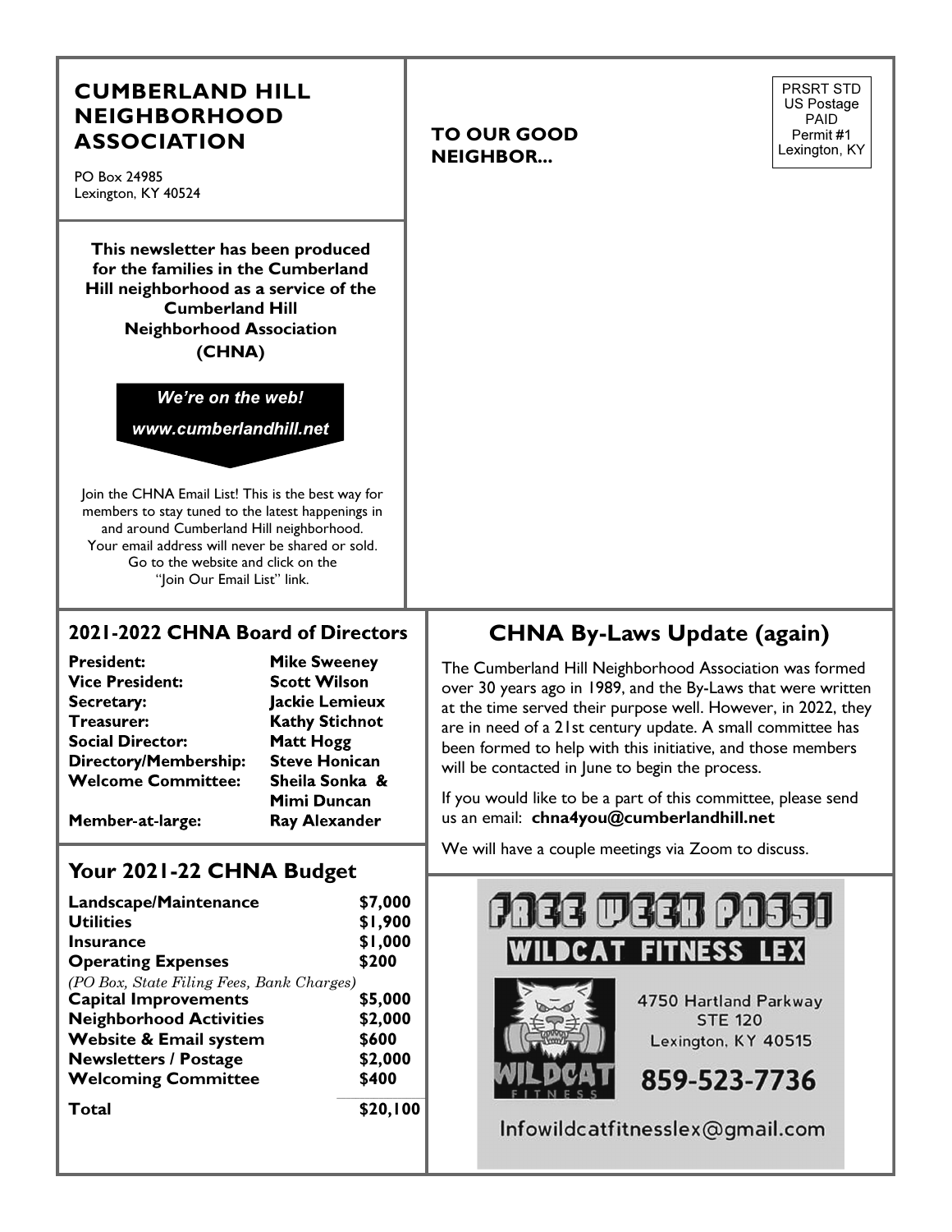# CUMBERLAND HILL NEIGHBORHOOD ASSOCIATION

PO Box 24985
Lexington, KY 40524

**TO OUR GOOD NEIGHBOR...**

PRSRT STD
US Postage
PAID
Permit #1
Lexington, KY

**This newsletter has been produced for the families in the Cumberland Hill neighborhood as a service of the Cumberland Hill Neighborhood Association (CHNA)**

***We're on the web!***

***www.cumberlandhill.net***

Join the CHNA Email List! This is the best way for members to stay tuned to the latest happenings in and around Cumberland Hill neighborhood. Your email address will never be shared or sold. Go to the website and click on the "Join Our Email List" link.

## 2021-2022 CHNA Board of Directors

| | |
|---|---|
| **President:** | **Mike Sweeney** |
| **Vice President:** | **Scott Wilson** |
| **Secretary:** | **Jackie Lemieux** |
| **Treasurer:** | **Kathy Stichnot** |
| **Social Director:** | **Matt Hogg** |
| **Directory/Membership:** | **Steve Honican** |
| **Welcome Committee:** | **Sheila Sonka & Mimi Duncan** |
| **Member-at-large:** | **Ray Alexander** |

## Your 2021-22 CHNA Budget

| | |
|---|---|
| **Landscape/Maintenance** | **$7,000** |
| **Utilities** | **$1,900** |
| **Insurance** | **$1,000** |
| **Operating Expenses** *(PO Box, State Filing Fees, Bank Charges)* | **$200** |
| **Capital Improvements** | **$5,000** |
| **Neighborhood Activities** | **$2,000** |
| **Website & Email system** | **$600** |
| **Newsletters / Postage** | **$2,000** |
| **Welcoming Committee** | **$400** |
| **Total** | **$20,100** |

## CHNA By-Laws Update (again)

The Cumberland Hill Neighborhood Association was formed over 30 years ago in 1989, and the By-Laws that were written at the time served their purpose well. However, in 2022, they are in need of a 21st century update. A small committee has been formed to help with this initiative, and those members will be contacted in June to begin the process.

If you would like to be a part of this committee, please send us an email: **chna4you@cumberlandhill.net**

We will have a couple meetings via Zoom to discuss.

FREE WEEK PASS!

WILDCAT FITNESS LEX

4750 Hartland Parkway
STE 120
Lexington, KY 40515

859-523-7736

Infowildcatfitnesslex@gmail.com